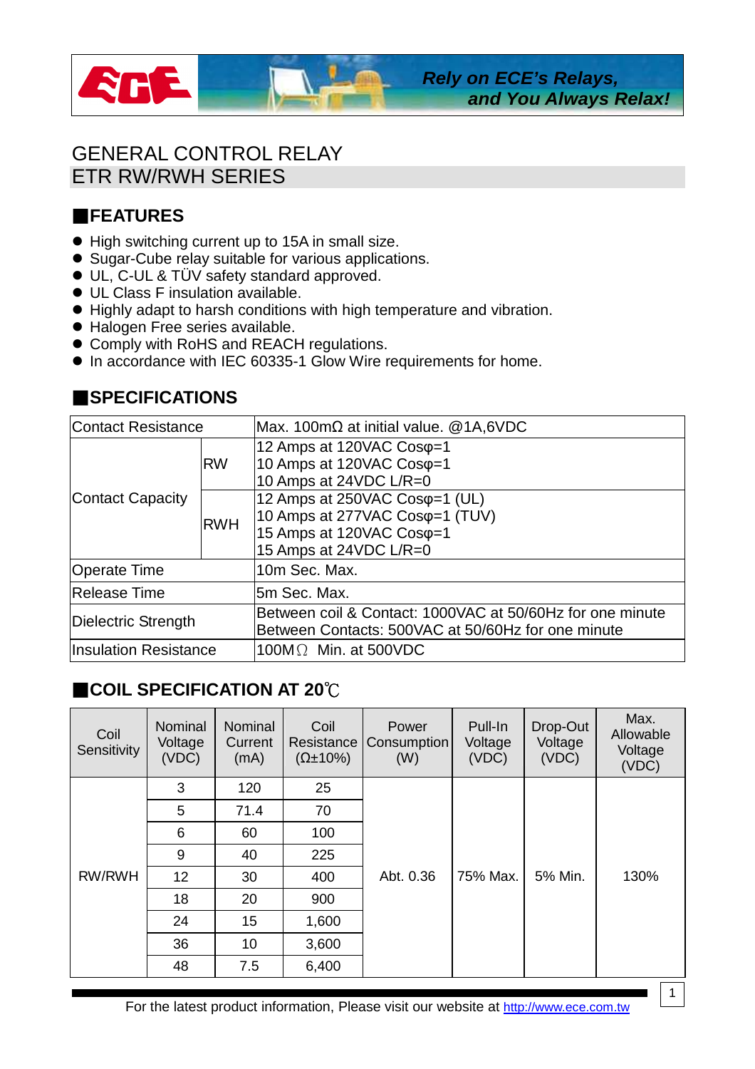Rely on ECE's Relays, and You Always Relax!

# GENERAL CONTROL RELAY
## ETR RW/RWH SERIES

## ■FEATURES

- High switching current up to 15A in small size.
- Sugar-Cube relay suitable for various applications.
- UL, C-UL & TÜV safety standard approved.
- UL Class F insulation available.
- Highly adapt to harsh conditions with high temperature and vibration.
- Halogen Free series available.
- Comply with RoHS and REACH regulations.
- In accordance with IEC 60335-1 Glow Wire requirements for home.

## ■SPECIFICATIONS

| Item | | Specification |
|---|---|---|
| Contact Resistance | | Max. 100mΩ at initial value. @1A,6VDC |
| Contact Capacity | RW | 12 Amps at 120VAC Cosφ=1<br>10 Amps at 120VAC Cosφ=1<br>10 Amps at 24VDC L/R=0 |
| | RWH | 12 Amps at 250VAC Cosφ=1 (UL)<br>10 Amps at 277VAC Cosφ=1 (TUV)<br>15 Amps at 120VAC Cosφ=1<br>15 Amps at 24VDC L/R=0 |
| Operate Time | | 10m Sec. Max. |
| Release Time | | 5m Sec. Max. |
| Dielectric Strength | | Between coil & Contact: 1000VAC at 50/60Hz for one minute<br>Between Contacts: 500VAC at 50/60Hz for one minute |
| Insulation Resistance | | 100MΩ Min. at 500VDC |

## ■COIL SPECIFICATION AT 20℃

| Coil Sensitivity | Nominal Voltage (VDC) | Nominal Current (mA) | Coil Resistance (Ω±10%) | Power Consumption (W) | Pull-In Voltage (VDC) | Drop-Out Voltage (VDC) | Max. Allowable Voltage (VDC) |
|---|---|---|---|---|---|---|---|
| RW/RWH | 3 | 120 | 25 | Abt. 0.36 | 75% Max. | 5% Min. | 130% |
| | 5 | 71.4 | 70 | | | | |
| | 6 | 60 | 100 | | | | |
| | 9 | 40 | 225 | | | | |
| | 12 | 30 | 400 | | | | |
| | 18 | 20 | 900 | | | | |
| | 24 | 15 | 1,600 | | | | |
| | 36 | 10 | 3,600 | | | | |
| | 48 | 7.5 | 6,400 | | | | |

For the latest product information, Please visit our website at http://www.ece.com.tw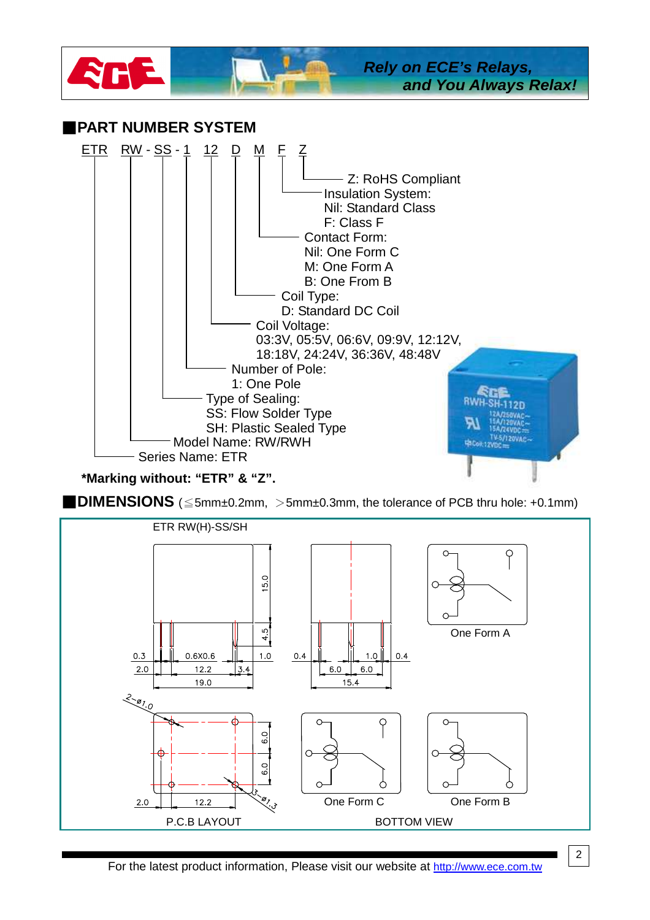## PART NUMBER SYSTEM

ETR RW - SS - 1 12 D M F Z

- Z: RoHS Compliant
- Insulation System:
  - Nil: Standard Class
  - F: Class F
- Contact Form:
  - Nil: One Form C
  - M: One Form A
  - B: One From B
- Coil Type:
  - D: Standard DC Coil
- Coil Voltage:
  - 03:3V, 05:5V, 06:6V, 09:9V, 12:12V, 18:18V, 24:24V, 36:36V, 48:48V
- Number of Pole:
  - 1: One Pole
- Type of Sealing:
  - SS: Flow Solder Type
  - SH: Plastic Sealed Type
- Model Name: RW/RWH
- Series Name: ETR

**\*Marking without: "ETR" & "Z".**

## DIMENSIONS (≦5mm±0.2mm, ＞5mm±0.3mm, the tolerance of PCB thru hole: +0.1mm)

ETR RW(H)-SS/SH

15.0
4.5
0.3
0.6X0.6
1.0
2.0
12.2
3.4
19.0
0.4
1.0
0.4
6.0
6.0
15.4

One Form A

2-ø1.0
6.0
6.0
2.0
12.2
3-ø1.3

P.C.B LAYOUT

One Form C

One Form B

BOTTOM VIEW

For the latest product information, Please visit our website at http://www.ece.com.tw